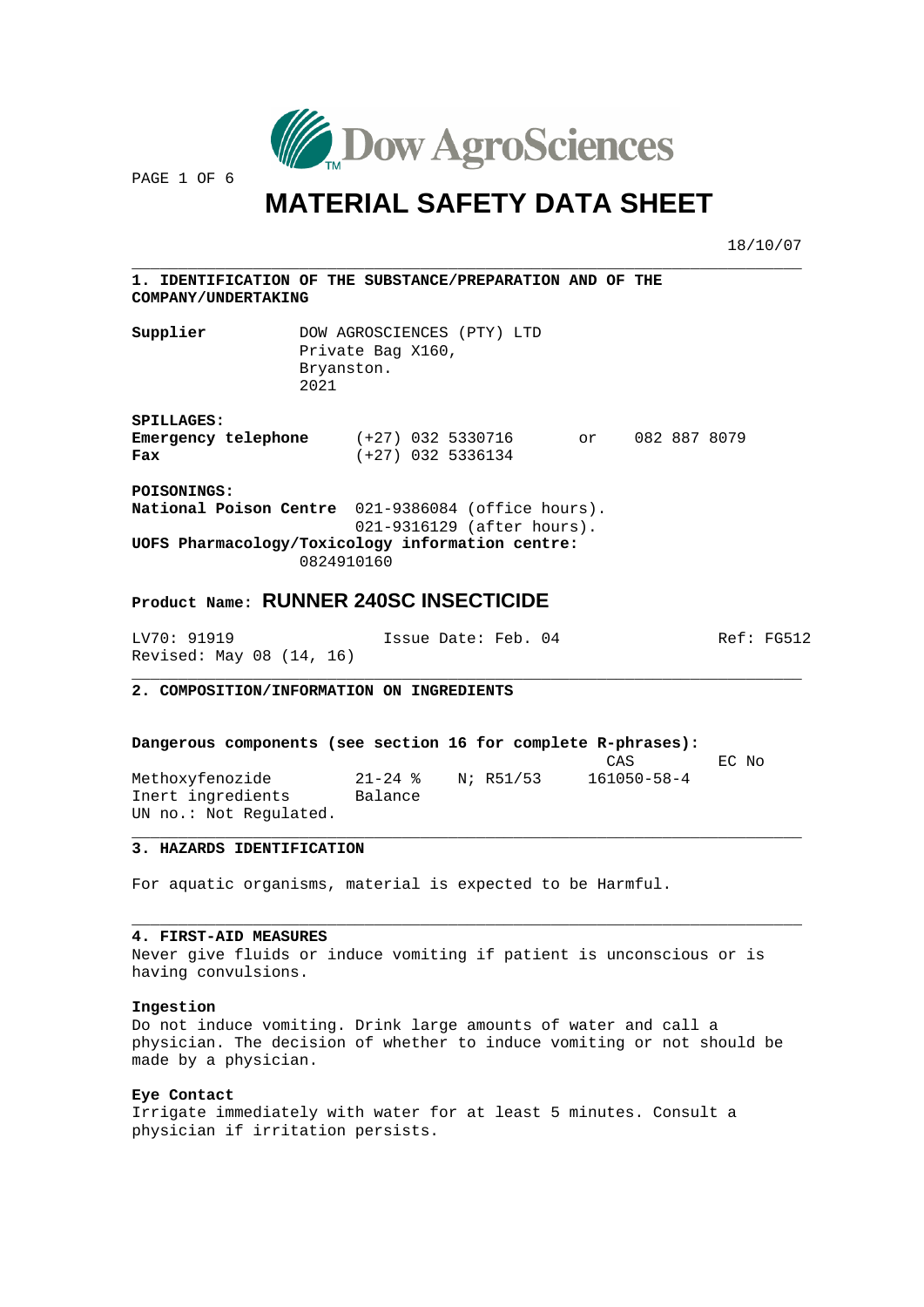Dow AgroSciences

# MATERIAL SAFETY DATA SHEET

18/10/07

## 1. IDENTIFICATION OF THE SUBSTANCE/PREPARATION AND OF THE COMPANY/UNDERTAKING

**Supplier** DOW AGROSCIENCES (PTY) LTD
Private Bag X160,
Bryanston.
2021

**SPILLAGES:**
**Emergency telephone** (+27) 032 5330716 or 082 887 8079
**Fax** (+27) 032 5336134

**POISONINGS:**
**National Poison Centre** 021-9386084 (office hours).
021-9316129 (after hours).
**UOFS Pharmacology/Toxicology information centre:**
0824910160

**Product Name: RUNNER 240SC INSECTICIDE**

LV70: 91919 Issue Date: Feb. 04 Ref: FG512
Revised: May 08 (14, 16)

## 2. COMPOSITION/INFORMATION ON INGREDIENTS

**Dangerous components (see section 16 for complete R-phrases):**

| | | | CAS | EC No |
|---|---|---|---|---|
| Methoxyfenozide | 21-24 % | N; R51/53 | 161050-58-4 | |
| Inert ingredients | Balance | | | |

UN no.: Not Regulated.

## 3. HAZARDS IDENTIFICATION

For aquatic organisms, material is expected to be Harmful.

## 4. FIRST-AID MEASURES

Never give fluids or induce vomiting if patient is unconscious or is having convulsions.

**Ingestion**
Do not induce vomiting. Drink large amounts of water and call a physician. The decision of whether to induce vomiting or not should be made by a physician.

**Eye Contact**
Irrigate immediately with water for at least 5 minutes. Consult a physician if irritation persists.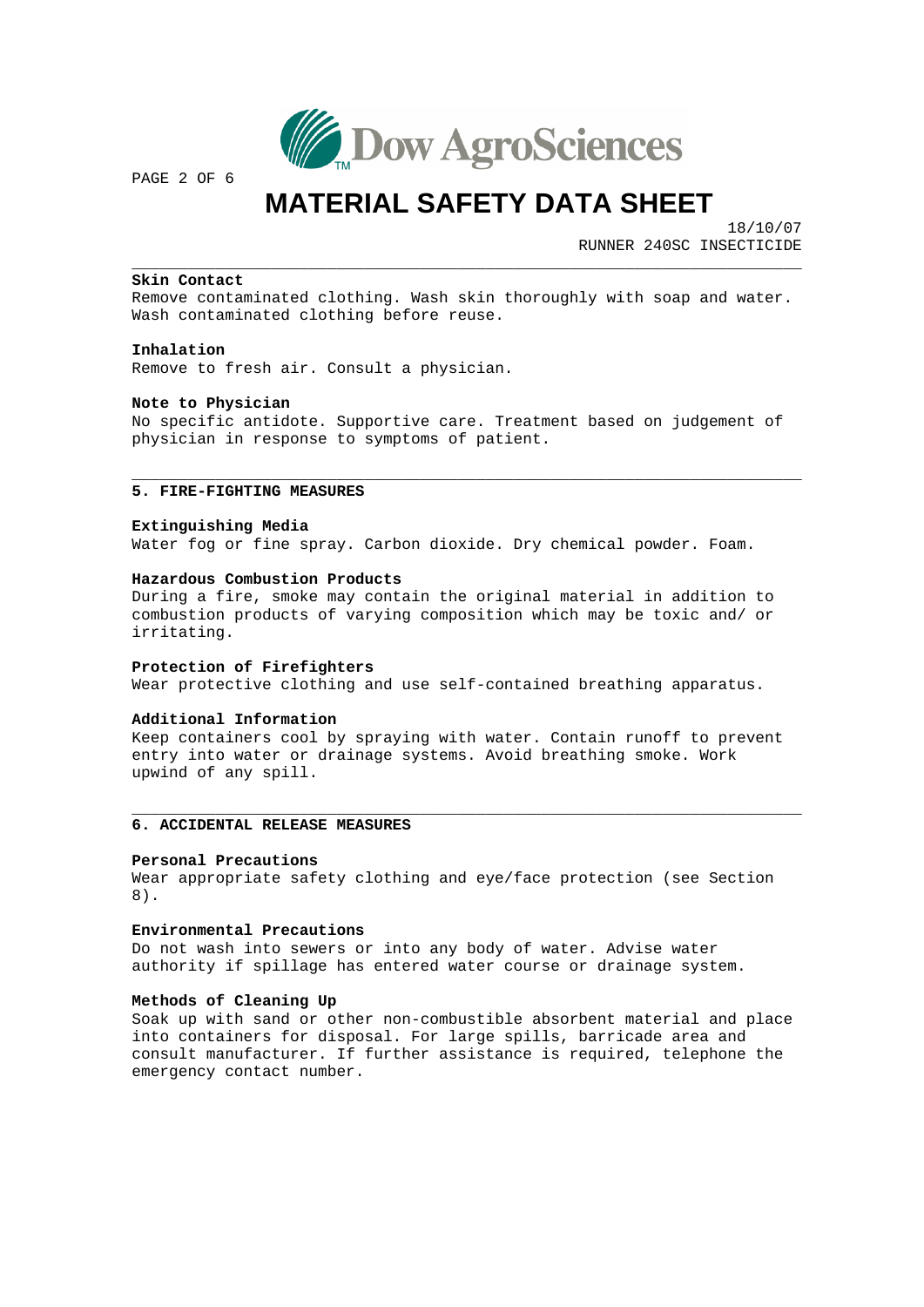**Skin Contact**
Remove contaminated clothing. Wash skin thoroughly with soap and water. Wash contaminated clothing before reuse.

**Inhalation**
Remove to fresh air. Consult a physician.

**Note to Physician**
No specific antidote. Supportive care. Treatment based on judgement of physician in response to symptoms of patient.

## 5. FIRE-FIGHTING MEASURES

**Extinguishing Media**
Water fog or fine spray. Carbon dioxide. Dry chemical powder. Foam.

**Hazardous Combustion Products**
During a fire, smoke may contain the original material in addition to combustion products of varying composition which may be toxic and/ or irritating.

**Protection of Firefighters**
Wear protective clothing and use self-contained breathing apparatus.

**Additional Information**
Keep containers cool by spraying with water. Contain runoff to prevent entry into water or drainage systems. Avoid breathing smoke. Work upwind of any spill.

## 6. ACCIDENTAL RELEASE MEASURES

**Personal Precautions**
Wear appropriate safety clothing and eye/face protection (see Section 8).

**Environmental Precautions**
Do not wash into sewers or into any body of water. Advise water authority if spillage has entered water course or drainage system.

**Methods of Cleaning Up**
Soak up with sand or other non-combustible absorbent material and place into containers for disposal. For large spills, barricade area and consult manufacturer. If further assistance is required, telephone the emergency contact number.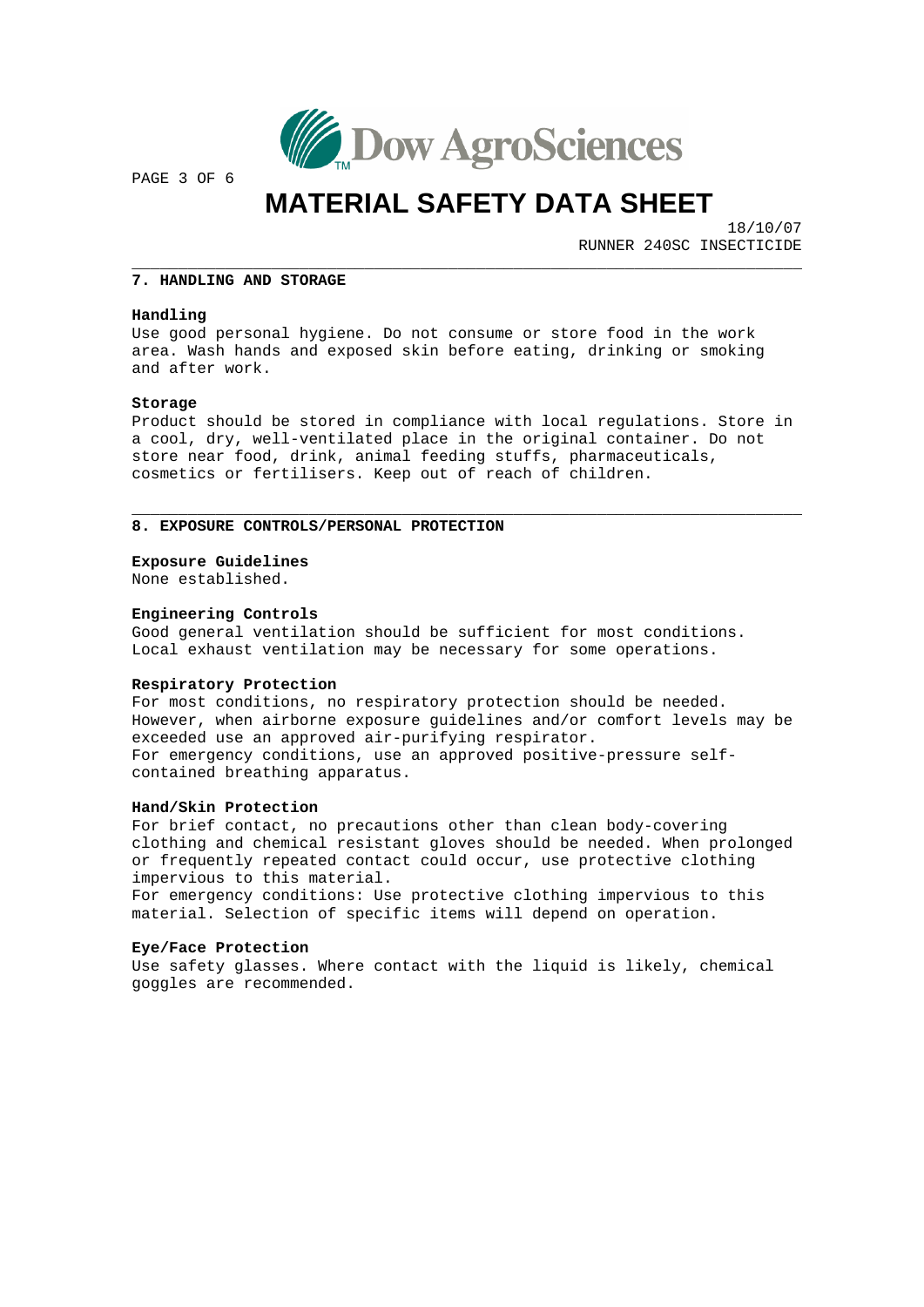## 7. HANDLING AND STORAGE

### Handling

Use good personal hygiene. Do not consume or store food in the work area. Wash hands and exposed skin before eating, drinking or smoking and after work.

### Storage

Product should be stored in compliance with local regulations. Store in a cool, dry, well-ventilated place in the original container. Do not store near food, drink, animal feeding stuffs, pharmaceuticals, cosmetics or fertilisers. Keep out of reach of children.

## 8. EXPOSURE CONTROLS/PERSONAL PROTECTION

### Exposure Guidelines

None established.

### Engineering Controls

Good general ventilation should be sufficient for most conditions. Local exhaust ventilation may be necessary for some operations.

### Respiratory Protection

For most conditions, no respiratory protection should be needed. However, when airborne exposure guidelines and/or comfort levels may be exceeded use an approved air-purifying respirator.
For emergency conditions, use an approved positive-pressure self-contained breathing apparatus.

### Hand/Skin Protection

For brief contact, no precautions other than clean body-covering clothing and chemical resistant gloves should be needed. When prolonged or frequently repeated contact could occur, use protective clothing impervious to this material.
For emergency conditions: Use protective clothing impervious to this material. Selection of specific items will depend on operation.

### Eye/Face Protection

Use safety glasses. Where contact with the liquid is likely, chemical goggles are recommended.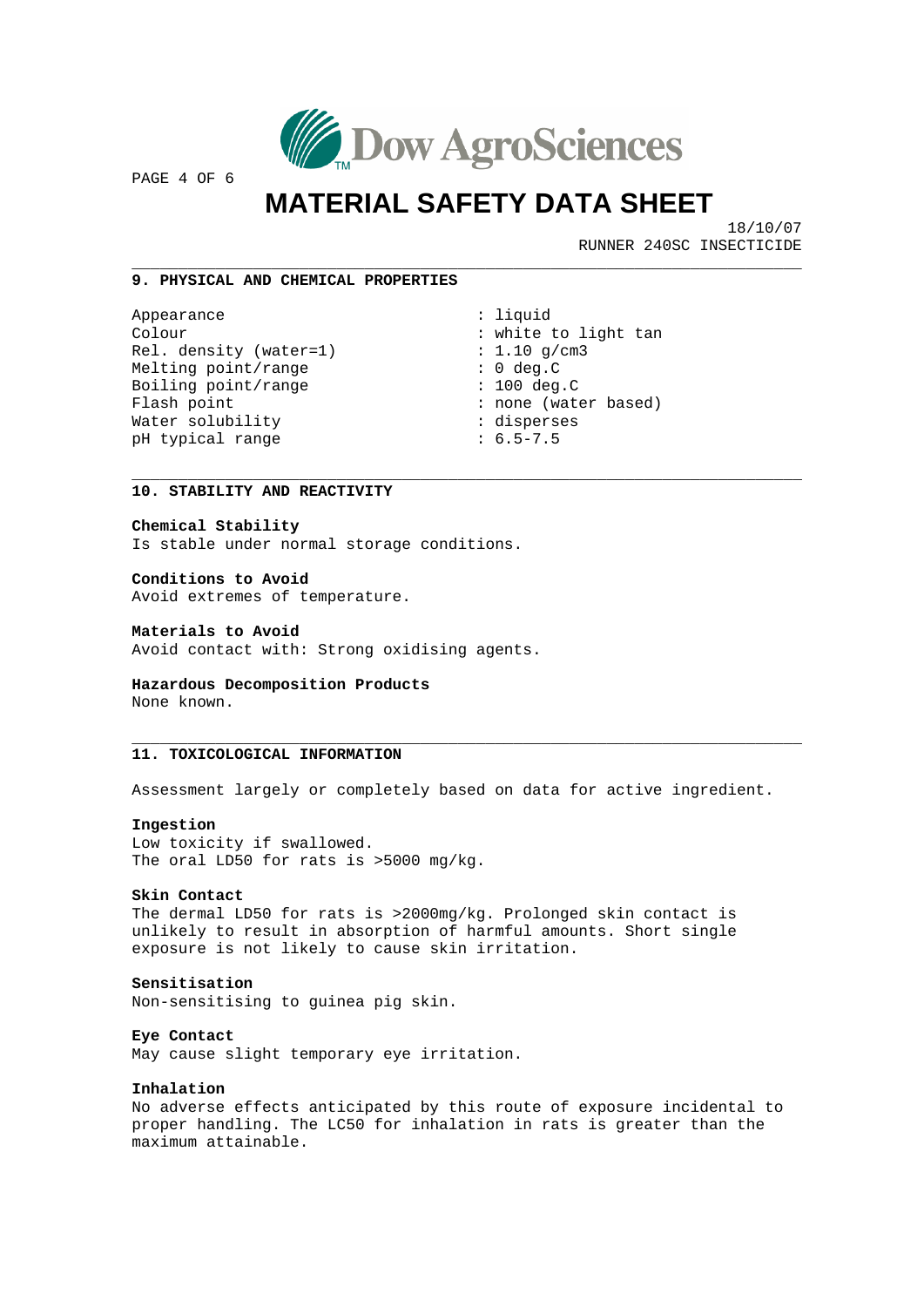## 9. PHYSICAL AND CHEMICAL PROPERTIES

| Property | Value |
|---|---|
| Appearance | liquid |
| Colour | white to light tan |
| Rel. density (water=1) | 1.10 g/cm3 |
| Melting point/range | 0 deg.C |
| Boiling point/range | 100 deg.C |
| Flash point | none (water based) |
| Water solubility | disperses |
| pH typical range | 6.5-7.5 |

## 10. STABILITY AND REACTIVITY

**Chemical Stability**
Is stable under normal storage conditions.

**Conditions to Avoid**
Avoid extremes of temperature.

**Materials to Avoid**
Avoid contact with: Strong oxidising agents.

**Hazardous Decomposition Products**
None known.

## 11. TOXICOLOGICAL INFORMATION

Assessment largely or completely based on data for active ingredient.

**Ingestion**
Low toxicity if swallowed.
The oral LD50 for rats is >5000 mg/kg.

**Skin Contact**
The dermal LD50 for rats is >2000mg/kg. Prolonged skin contact is unlikely to result in absorption of harmful amounts. Short single exposure is not likely to cause skin irritation.

**Sensitisation**
Non-sensitising to guinea pig skin.

**Eye Contact**
May cause slight temporary eye irritation.

**Inhalation**
No adverse effects anticipated by this route of exposure incidental to proper handling. The LC50 for inhalation in rats is greater than the maximum attainable.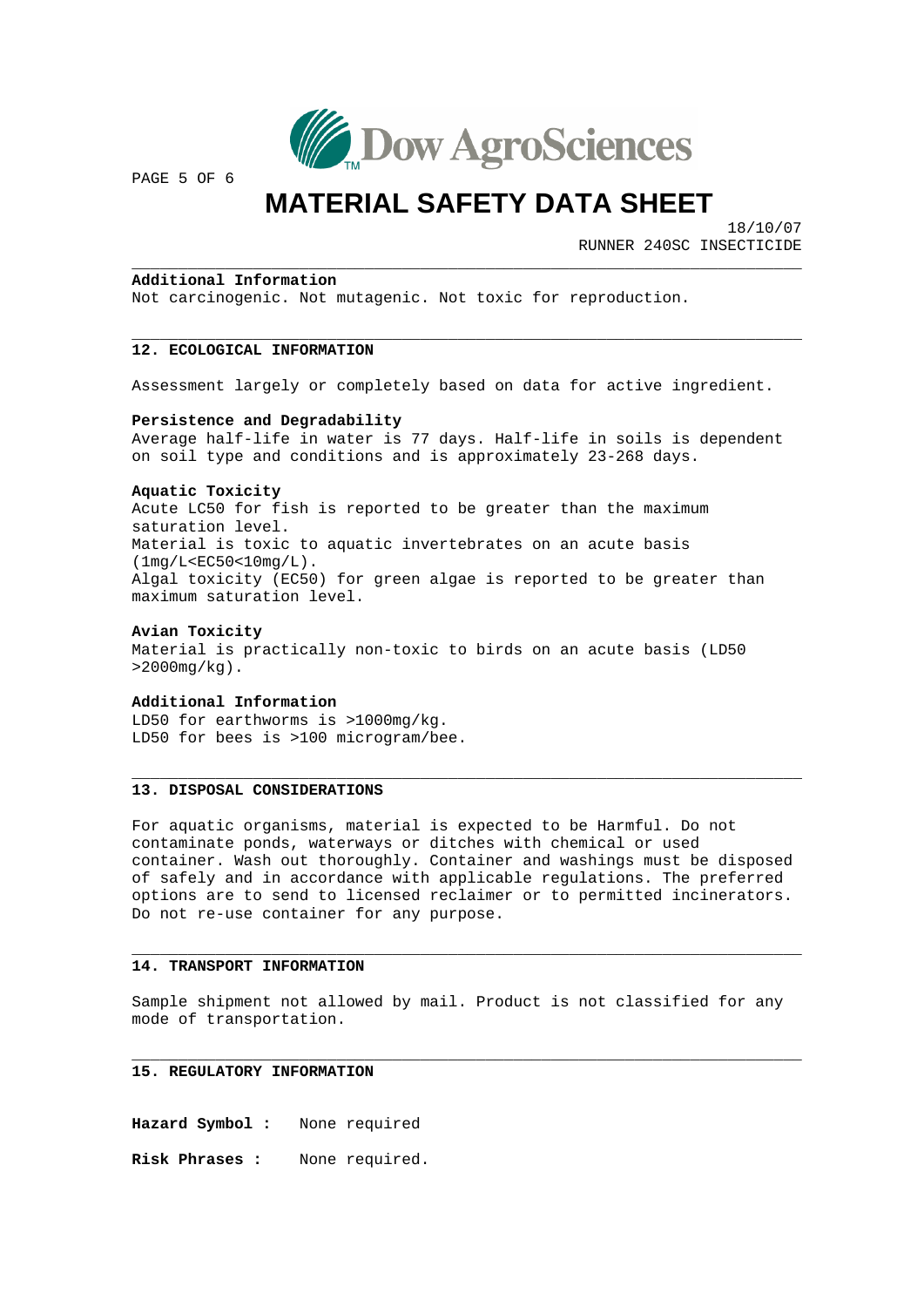**Additional Information**
Not carcinogenic. Not mutagenic. Not toxic for reproduction.

## 12. ECOLOGICAL INFORMATION

Assessment largely or completely based on data for active ingredient.

**Persistence and Degradability**
Average half-life in water is 77 days. Half-life in soils is dependent on soil type and conditions and is approximately 23-268 days.

**Aquatic Toxicity**
Acute LC50 for fish is reported to be greater than the maximum saturation level.
Material is toxic to aquatic invertebrates on an acute basis (1mg/L<EC50<10mg/L).
Algal toxicity (EC50) for green algae is reported to be greater than maximum saturation level.

**Avian Toxicity**
Material is practically non-toxic to birds on an acute basis (LD50 >2000mg/kg).

**Additional Information**
LD50 for earthworms is >1000mg/kg.
LD50 for bees is >100 microgram/bee.

## 13. DISPOSAL CONSIDERATIONS

For aquatic organisms, material is expected to be Harmful. Do not contaminate ponds, waterways or ditches with chemical or used container. Wash out thoroughly. Container and washings must be disposed of safely and in accordance with applicable regulations. The preferred options are to send to licensed reclaimer or to permitted incinerators. Do not re-use container for any purpose.

## 14. TRANSPORT INFORMATION

Sample shipment not allowed by mail. Product is not classified for any mode of transportation.

## 15. REGULATORY INFORMATION

**Hazard Symbol :** None required

**Risk Phrases :** None required.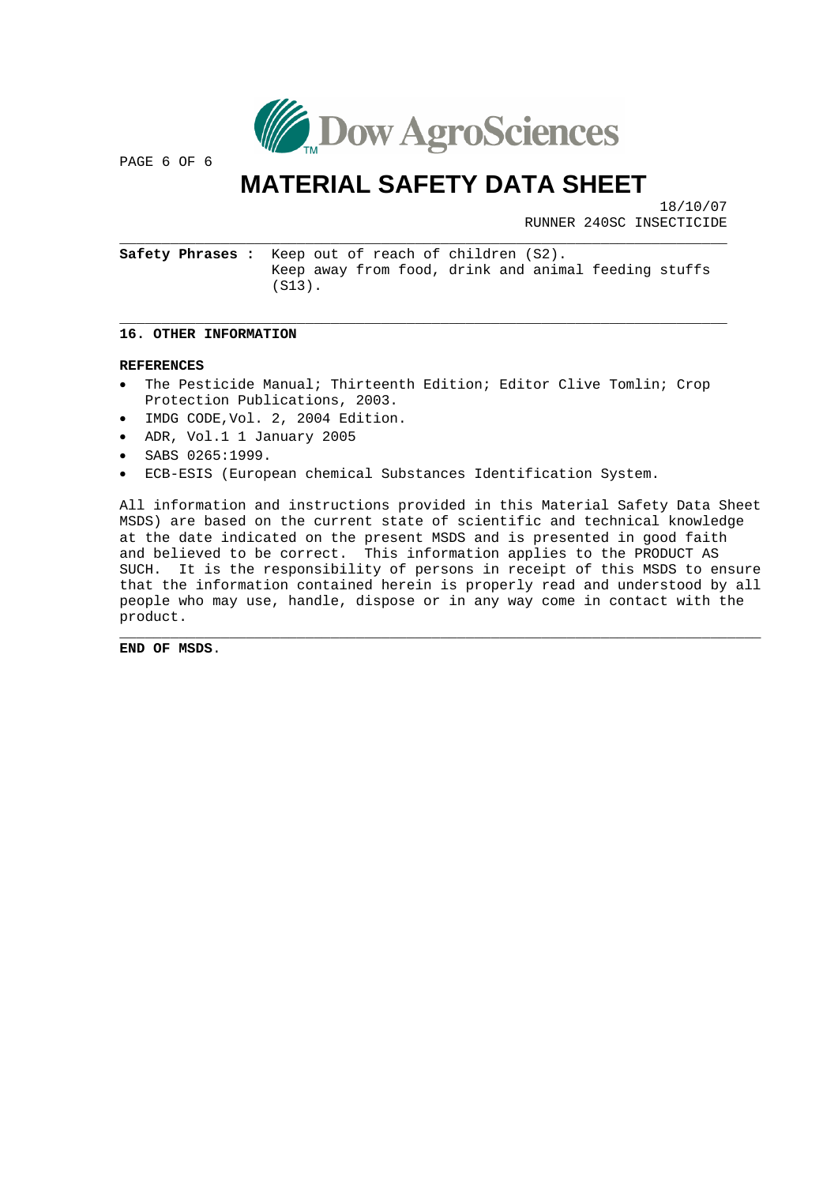**Safety Phrases :** Keep out of reach of children (S2).
Keep away from food, drink and animal feeding stuffs (S13).

## 16. OTHER INFORMATION

**REFERENCES**

- The Pesticide Manual; Thirteenth Edition; Editor Clive Tomlin; Crop Protection Publications, 2003.
- IMDG CODE,Vol. 2, 2004 Edition.
- ADR, Vol.1 1 January 2005
- SABS 0265:1999.
- ECB-ESIS (European chemical Substances Identification System.

All information and instructions provided in this Material Safety Data Sheet MSDS) are based on the current state of scientific and technical knowledge at the date indicated on the present MSDS and is presented in good faith and believed to be correct. This information applies to the PRODUCT AS SUCH. It is the responsibility of persons in receipt of this MSDS to ensure that the information contained herein is properly read and understood by all people who may use, handle, dispose or in any way come in contact with the product.

**END OF MSDS.**